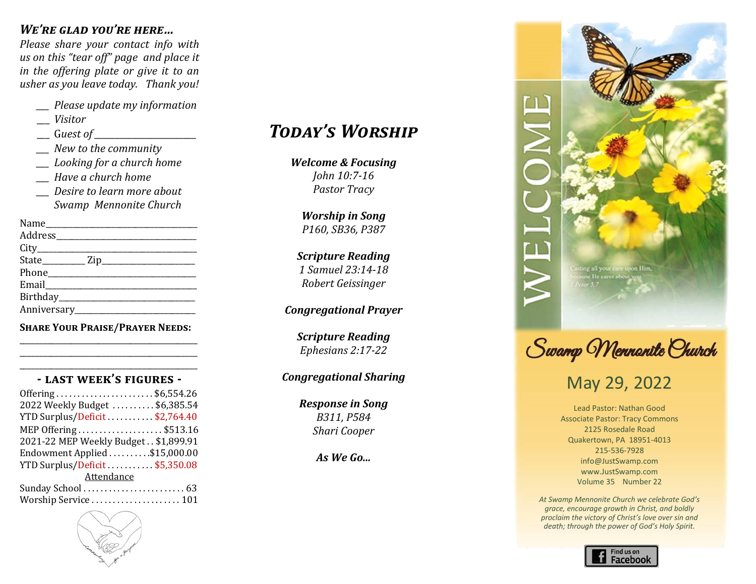## *We're glad you're here...*

*Please share your contact info with us on this "tear off" page and place it in the offering plate or give it to an usher as you leave today. Thank you!*

- ___ *Please update my information*
- ___ *Visitor*
- ___ *Guest of_______________________*
- ___ *New to the community*
- ___ *Looking for a church home*
- ___ *Have a church home*
- ___ *Desire to learn more about Swamp Mennonite Church*

Name_________________________________

Address_______________________________

City__________________________________

State_________ Zip_____________________

Phone________________________________

Email_________________________________

Birthday______________________________

Anniversary___________________________

**Share Your Praise/Prayer Needs:**

_____________________________________________

_____________________________________________

_____________________________________________

### - Last Week's Figures -

| | |
|---|---|
| Offering | $6,554.26 |
| 2022 Weekly Budget | $6,385.54 |
| YTD Surplus/Deficit | $2,764.40 |
| MEP Offering | $513.16 |
| 2021-22 MEP Weekly Budget | $1,899.91 |
| Endowment Applied | $15,000.00 |
| YTD Surplus/Deficit | $5,350.08 |

Attendance

| | |
|---|---|
| Sunday School | 63 |
| Worship Service | 101 |

## *Today's Worship*

***Welcome & Focusing***
*John 10:7-16*
*Pastor Tracy*

***Worship in Song***
*P160, SB36, P387*

***Scripture Reading***
*1 Samuel 23:14-18*
*Robert Geissinger*

***Congregational Prayer***

***Scripture Reading***
*Ephesians 2:17-22*

***Congregational Sharing***

***Response in Song***
*B311, P584*
*Shari Cooper*

***As We Go...***

# WELCOME

Casting all your care upon Him, because He cares about you. 1 Peter 5:7

# Swamp Mennonite Church

## May 29, 2022

Lead Pastor: Nathan Good
Associate Pastor: Tracy Commons
2125 Rosedale Road
Quakertown, PA 18951-4013
215-536-7928
info@JustSwamp.com
www.JustSwamp.com
Volume 35 Number 22

*At Swamp Mennonite Church we celebrate God's grace, encourage growth in Christ, and boldly proclaim the victory of Christ's love over sin and death; through the power of God's Holy Spirit.*

Find us on Facebook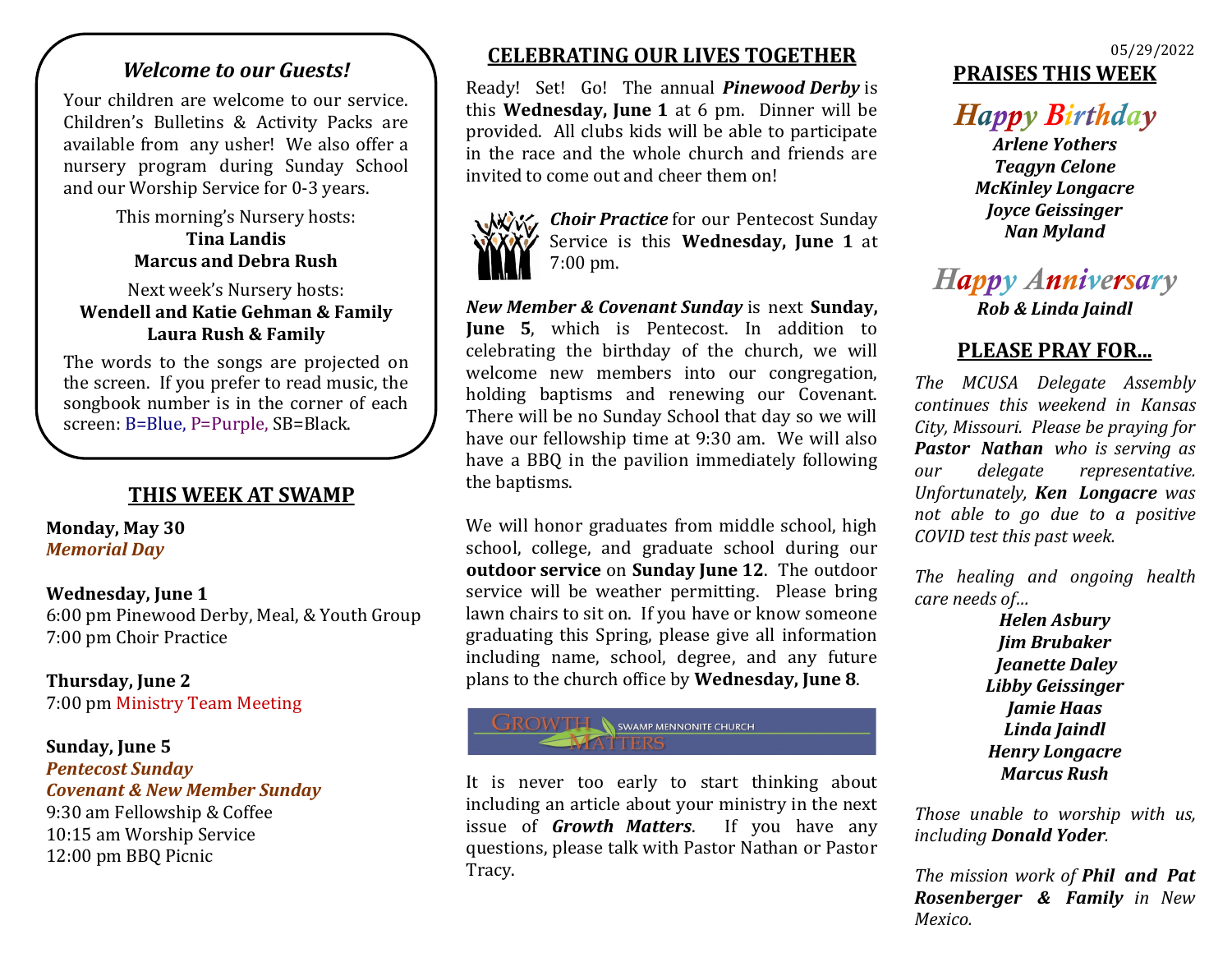## *Welcome to our Guests!*

Your children are welcome to our service. Children's Bulletins & Activity Packs are available from any usher! We also offer a nursery program during Sunday School and our Worship Service for 0-3 years.

This morning's Nursery hosts:
**Tina Landis**
**Marcus and Debra Rush**

Next week's Nursery hosts:
**Wendell and Katie Gehman & Family**
**Laura Rush & Family**

The words to the songs are projected on the screen. If you prefer to read music, the songbook number is in the corner of each screen: B=Blue, P=Purple, SB=Black.

## THIS WEEK AT SWAMP

**Monday, May 30**
*Memorial Day*

**Wednesday, June 1**
6:00 pm Pinewood Derby, Meal, & Youth Group
7:00 pm Choir Practice

**Thursday, June 2**
7:00 pm Ministry Team Meeting

**Sunday, June 5**
*Pentecost Sunday*
*Covenant & New Member Sunday*
9:30 am Fellowship & Coffee
10:15 am Worship Service
12:00 pm BBQ Picnic

## CELEBRATING OUR LIVES TOGETHER

Ready! Set! Go! The annual ***Pinewood Derby*** is this **Wednesday, June 1** at 6 pm. Dinner will be provided. All clubs kids will be able to participate in the race and the whole church and friends are invited to come out and cheer them on!

***Choir Practice*** for our Pentecost Sunday Service is this **Wednesday, June 1** at 7:00 pm.

***New Member & Covenant Sunday*** is next **Sunday, June 5**, which is Pentecost. In addition to celebrating the birthday of the church, we will welcome new members into our congregation, holding baptisms and renewing our Covenant. There will be no Sunday School that day so we will have our fellowship time at 9:30 am. We will also have a BBQ in the pavilion immediately following the baptisms.

We will honor graduates from middle school, high school, college, and graduate school during our **outdoor service** on **Sunday June 12**. The outdoor service will be weather permitting. Please bring lawn chairs to sit on. If you have or know someone graduating this Spring, please give all information including name, school, degree, and any future plans to the church office by **Wednesday, June 8**.

GROWTH MATTERS — SWAMP MENNONITE CHURCH

It is never too early to start thinking about including an article about your ministry in the next issue of ***Growth Matters***. If you have any questions, please talk with Pastor Nathan or Pastor Tracy.

05/29/2022

## PRAISES THIS WEEK

### *Happy Birthday*

***Arlene Yothers***
***Teagyn Celone***
***McKinley Longacre***
***Joyce Geissinger***
***Nan Myland***

### *Happy Anniversary*

***Rob & Linda Jaindl***

## PLEASE PRAY FOR...

*The MCUSA Delegate Assembly continues this weekend in Kansas City, Missouri. Please be praying for **Pastor Nathan** who is serving as our delegate representative. Unfortunately, **Ken Longacre** was not able to go due to a positive COVID test this past week.*

*The healing and ongoing health care needs of...*

***Helen Asbury***
***Jim Brubaker***
***Jeanette Daley***
***Libby Geissinger***
***Jamie Haas***
***Linda Jaindl***
***Henry Longacre***
***Marcus Rush***

*Those unable to worship with us, including **Donald Yoder**.*

*The mission work of **Phil and Pat Rosenberger & Family** in New Mexico.*